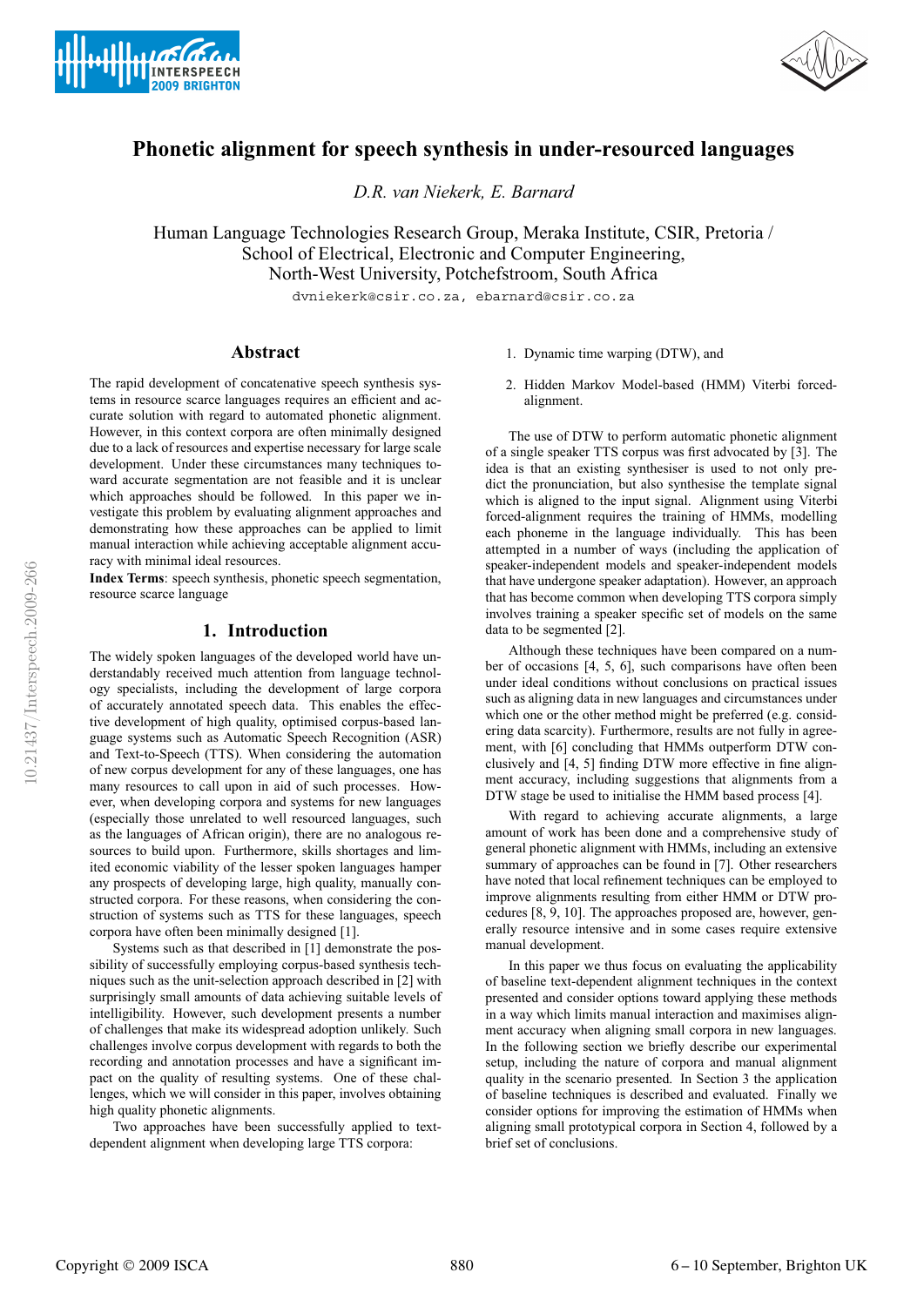# Phonetic alignment for speech synthesis in under-resourced languages

*D.R. van Niekerk, E. Barnard*

Human Language Technologies Research Group, Meraka Institute, CSIR, Pretoria /
School of Electrical, Electronic and Computer Engineering,
North-West University, Potchefstroom, South Africa

dvniekerk@csir.co.za, ebarnard@csir.co.za

## Abstract

The rapid development of concatenative speech synthesis systems in resource scarce languages requires an efficient and accurate solution with regard to automated phonetic alignment. However, in this context corpora are often minimally designed due to a lack of resources and expertise necessary for large scale development. Under these circumstances many techniques toward accurate segmentation are not feasible and it is unclear which approaches should be followed. In this paper we investigate this problem by evaluating alignment approaches and demonstrating how these approaches can be applied to limit manual interaction while achieving acceptable alignment accuracy with minimal ideal resources.

**Index Terms**: speech synthesis, phonetic speech segmentation, resource scarce language

## 1. Introduction

The widely spoken languages of the developed world have understandably received much attention from language technology specialists, including the development of large corpora of accurately annotated speech data. This enables the effective development of high quality, optimised corpus-based language systems such as Automatic Speech Recognition (ASR) and Text-to-Speech (TTS). When considering the automation of new corpus development for any of these languages, one has many resources to call upon in aid of such processes. However, when developing corpora and systems for new languages (especially those unrelated to well resourced languages, such as the languages of African origin), there are no analogous resources to build upon. Furthermore, skills shortages and limited economic viability of the lesser spoken languages hamper any prospects of developing large, high quality, manually constructed corpora. For these reasons, when considering the construction of systems such as TTS for these languages, speech corpora have often been minimally designed [1].

Systems such as that described in [1] demonstrate the possibility of successfully employing corpus-based synthesis techniques such as the unit-selection approach described in [2] with surprisingly small amounts of data achieving suitable levels of intelligibility. However, such development presents a number of challenges that make its widespread adoption unlikely. Such challenges involve corpus development with regards to both the recording and annotation processes and have a significant impact on the quality of resulting systems. One of these challenges, which we will consider in this paper, involves obtaining high quality phonetic alignments.

Two approaches have been successfully applied to text-dependent alignment when developing large TTS corpora:

1. Dynamic time warping (DTW), and
2. Hidden Markov Model-based (HMM) Viterbi forced-alignment.

The use of DTW to perform automatic phonetic alignment of a single speaker TTS corpus was first advocated by [3]. The idea is that an existing synthesiser is used to not only predict the pronunciation, but also synthesise the template signal which is aligned to the input signal. Alignment using Viterbi forced-alignment requires the training of HMMs, modelling each phoneme in the language individually. This has been attempted in a number of ways (including the application of speaker-independent models and speaker-independent models that have undergone speaker adaptation). However, an approach that has become common when developing TTS corpora simply involves training a speaker specific set of models on the same data to be segmented [2].

Although these techniques have been compared on a number of occasions [4, 5, 6], such comparisons have often been under ideal conditions without conclusions on practical issues such as aligning data in new languages and circumstances under which one or the other method might be preferred (e.g. considering data scarcity). Furthermore, results are not fully in agreement, with [6] concluding that HMMs outperform DTW conclusively and [4, 5] finding DTW more effective in fine alignment accuracy, including suggestions that alignments from a DTW stage be used to initialise the HMM based process [4].

With regard to achieving accurate alignments, a large amount of work has been done and a comprehensive study of general phonetic alignment with HMMs, including an extensive summary of approaches can be found in [7]. Other researchers have noted that local refinement techniques can be employed to improve alignments resulting from either HMM or DTW procedures [8, 9, 10]. The approaches proposed are, however, generally resource intensive and in some cases require extensive manual development.

In this paper we thus focus on evaluating the applicability of baseline text-dependent alignment techniques in the context presented and consider options toward applying these methods in a way which limits manual interaction and maximises alignment accuracy when aligning small corpora in new languages. In the following section we briefly describe our experimental setup, including the nature of corpora and manual alignment quality in the scenario presented. In Section 3 the application of baseline techniques is described and evaluated. Finally we consider options for improving the estimation of HMMs when aligning small prototypical corpora in Section 4, followed by a brief set of conclusions.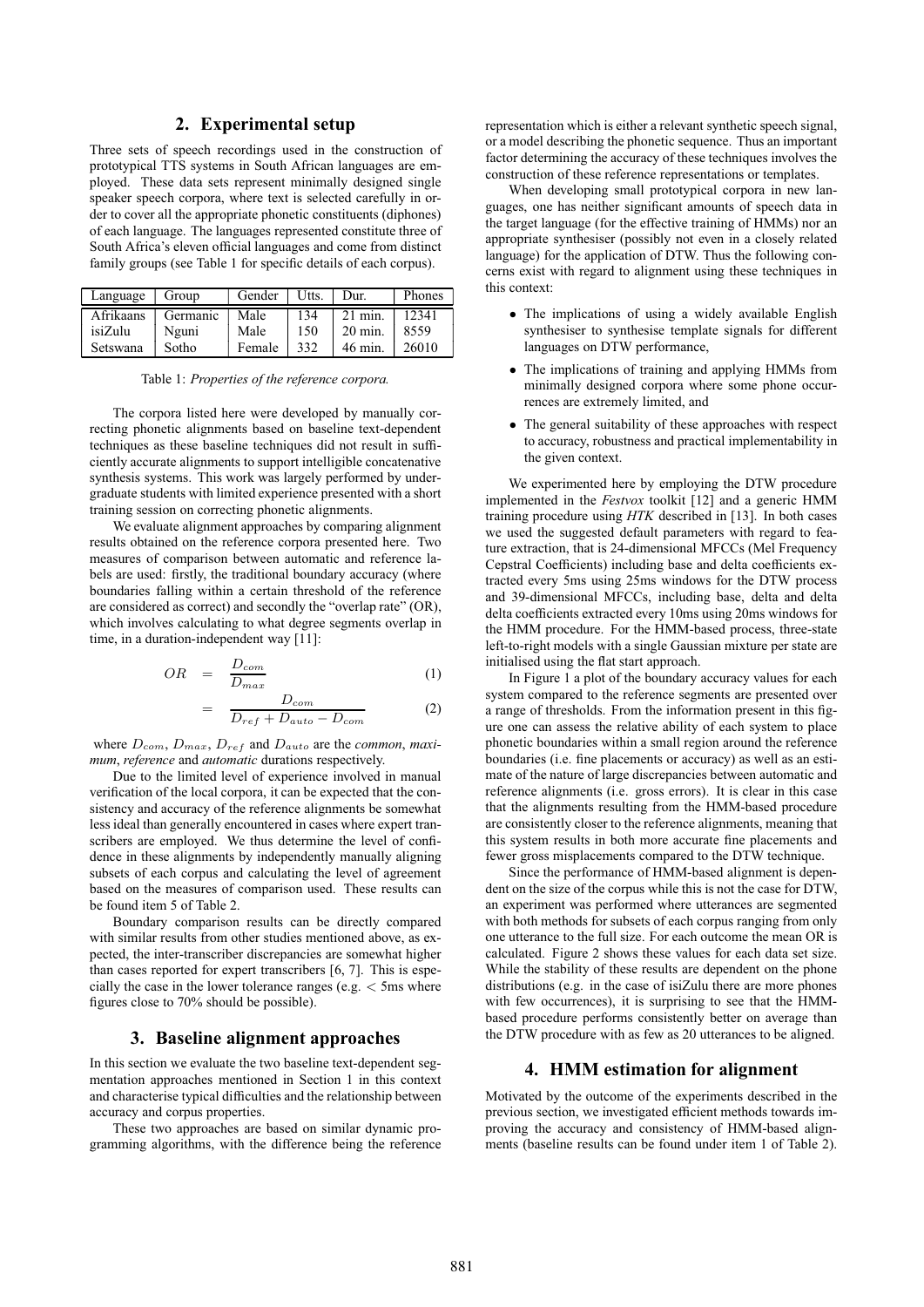## 2. Experimental setup

Three sets of speech recordings used in the construction of prototypical TTS systems in South African languages are employed. These data sets represent minimally designed single speaker speech corpora, where text is selected carefully in order to cover all the appropriate phonetic constituents (diphones) of each language. The languages represented constitute three of South Africa's eleven official languages and come from distinct family groups (see Table 1 for specific details of each corpus).

| Language | Group | Gender | Utts. | Dur. | Phones |
|---|---|---|---|---|---|
| Afrikaans | Germanic | Male | 134 | 21 min. | 12341 |
| isiZulu | Nguni | Male | 150 | 20 min. | 8559 |
| Setswana | Sotho | Female | 332 | 46 min. | 26010 |

Table 1: *Properties of the reference corpora.*

The corpora listed here were developed by manually correcting phonetic alignments based on baseline text-dependent techniques as these baseline techniques did not result in sufficiently accurate alignments to support intelligible concatenative synthesis systems. This work was largely performed by undergraduate students with limited experience presented with a short training session on correcting phonetic alignments.

We evaluate alignment approaches by comparing alignment results obtained on the reference corpora presented here. Two measures of comparison between automatic and reference labels are used: firstly, the traditional boundary accuracy (where boundaries falling within a certain threshold of the reference are considered as correct) and secondly the "overlap rate" (OR), which involves calculating to what degree segments overlap in time, in a duration-independent way [11]:

$$OR = \frac{D_{com}}{D_{max}} \tag{1}$$

$$= \frac{D_{com}}{D_{ref} + D_{auto} - D_{com}} \tag{2}$$

where $D_{com}$, $D_{max}$, $D_{ref}$ and $D_{auto}$ are the *common*, *maximum*, *reference* and *automatic* durations respectively.

Due to the limited level of experience involved in manual verification of the local corpora, it can be expected that the consistency and accuracy of the reference alignments be somewhat less ideal than generally encountered in cases where expert transcribers are employed. We thus determine the level of confidence in these alignments by independently manually aligning subsets of each corpus and calculating the level of agreement based on the measures of comparison used. These results can be found item 5 of Table 2.

Boundary comparison results can be directly compared with similar results from other studies mentioned above, as expected, the inter-transcriber discrepancies are somewhat higher than cases reported for expert transcribers [6, 7]. This is especially the case in the lower tolerance ranges (e.g. $< 5$ms where figures close to 70% should be possible).

## 3. Baseline alignment approaches

In this section we evaluate the two baseline text-dependent segmentation approaches mentioned in Section 1 in this context and characterise typical difficulties and the relationship between accuracy and corpus properties.

These two approaches are based on similar dynamic programming algorithms, with the difference being the reference representation which is either a relevant synthetic speech signal, or a model describing the phonetic sequence. Thus an important factor determining the accuracy of these techniques involves the construction of these reference representations or templates.

When developing small prototypical corpora in new languages, one has neither significant amounts of speech data in the target language (for the effective training of HMMs) nor an appropriate synthesiser (possibly not even in a closely related language) for the application of DTW. Thus the following concerns exist with regard to alignment using these techniques in this context:

- The implications of using a widely available English synthesiser to synthesise template signals for different languages on DTW performance,
- The implications of training and applying HMMs from minimally designed corpora where some phone occurrences are extremely limited, and
- The general suitability of these approaches with respect to accuracy, robustness and practical implementability in the given context.

We experimented here by employing the DTW procedure implemented in the *Festvox* toolkit [12] and a generic HMM training procedure using *HTK* described in [13]. In both cases we used the suggested default parameters with regard to feature extraction, that is 24-dimensional MFCCs (Mel Frequency Cepstral Coefficients) including base and delta coefficients extracted every 5ms using 25ms windows for the DTW process and 39-dimensional MFCCs, including base, delta and delta delta coefficients extracted every 10ms using 20ms windows for the HMM procedure. For the HMM-based process, three-state left-to-right models with a single Gaussian mixture per state are initialised using the flat start approach.

In Figure 1 a plot of the boundary accuracy values for each system compared to the reference segments are presented over a range of thresholds. From the information present in this figure one can assess the relative ability of each system to place phonetic boundaries within a small region around the reference boundaries (i.e. fine placements or accuracy) as well as an estimate of the nature of large discrepancies between automatic and reference alignments (i.e. gross errors). It is clear in this case that the alignments resulting from the HMM-based procedure are consistently closer to the reference alignments, meaning that this system results in both more accurate fine placements and fewer gross misplacements compared to the DTW technique.

Since the performance of HMM-based alignment is dependent on the size of the corpus while this is not the case for DTW, an experiment was performed where utterances are segmented with both methods for subsets of each corpus ranging from only one utterance to the full size. For each outcome the mean OR is calculated. Figure 2 shows these values for each data set size. While the stability of these results are dependent on the phone distributions (e.g. in the case of isiZulu there are more phones with few occurrences), it is surprising to see that the HMM-based procedure performs consistently better on average than the DTW procedure with as few as 20 utterances to be aligned.

## 4. HMM estimation for alignment

Motivated by the outcome of the experiments described in the previous section, we investigated efficient methods towards improving the accuracy and consistency of HMM-based alignments (baseline results can be found under item 1 of Table 2).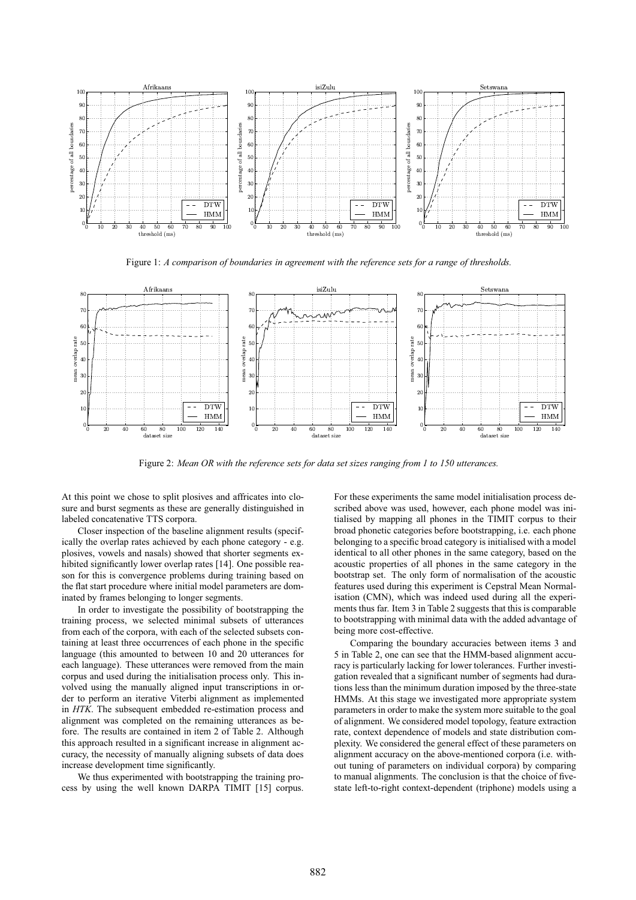Figure 1: *A comparison of boundaries in agreement with the reference sets for a range of thresholds.*

Figure 2: *Mean OR with the reference sets for data set sizes ranging from 1 to 150 utterances.*

At this point we chose to split plosives and affricates into closure and burst segments as these are generally distinguished in labeled concatenative TTS corpora.

Closer inspection of the baseline alignment results (specifically the overlap rates achieved by each phone category - e.g. plosives, vowels and nasals) showed that shorter segments exhibited significantly lower overlap rates [14]. One possible reason for this is convergence problems during training based on the flat start procedure where initial model parameters are dominated by frames belonging to longer segments.

In order to investigate the possibility of bootstrapping the training process, we selected minimal subsets of utterances from each of the corpora, with each of the selected subsets containing at least three occurrences of each phone in the specific language (this amounted to between 10 and 20 utterances for each language). These utterances were removed from the main corpus and used during the initialisation process only. This involved using the manually aligned input transcriptions in order to perform an iterative Viterbi alignment as implemented in *HTK*. The subsequent embedded re-estimation process and alignment was completed on the remaining utterances as before. The results are contained in item 2 of Table 2. Although this approach resulted in a significant increase in alignment accuracy, the necessity of manually aligning subsets of data does increase development time significantly.

We thus experimented with bootstrapping the training process by using the well known DARPA TIMIT [15] corpus. For these experiments the same model initialisation process described above was used, however, each phone model was initialised by mapping all phones in the TIMIT corpus to their broad phonetic categories before bootstrapping, i.e. each phone belonging to a specific broad category is initialised with a model identical to all other phones in the same category, based on the acoustic properties of all phones in the same category in the bootstrap set. The only form of normalisation of the acoustic features used during this experiment is Cepstral Mean Normalisation (CMN), which was indeed used during all the experiments thus far. Item 3 in Table 2 suggests that this is comparable to bootstrapping with minimal data with the added advantage of being more cost-effective.

Comparing the boundary accuracies between items 3 and 5 in Table 2, one can see that the HMM-based alignment accuracy is particularly lacking for lower tolerances. Further investigation revealed that a significant number of segments had durations less than the minimum duration imposed by the three-state HMMs. At this stage we investigated more appropriate system parameters in order to make the system more suitable to the goal of alignment. We considered model topology, feature extraction rate, context dependence of models and state distribution complexity. We considered the general effect of these parameters on alignment accuracy on the above-mentioned corpora (i.e. without tuning of parameters on individual corpora) by comparing to manual alignments. The conclusion is that the choice of five-state left-to-right context-dependent (triphone) models using a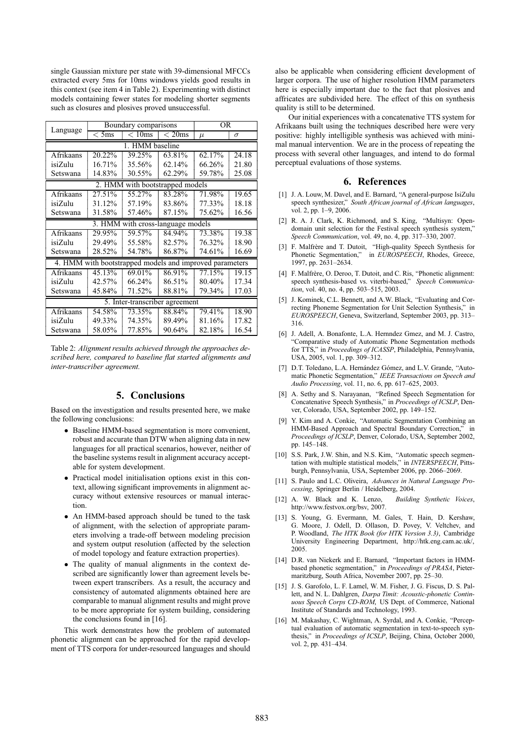single Gaussian mixture per state with 39-dimensional MFCCs extracted every 5ms for 10ms windows yields good results in this context (see item 4 in Table 2). Experimenting with distinct models containing fewer states for modeling shorter segments such as closures and plosives proved unsuccessful.

| Language | Boundary comparisons | | | OR | |
|---|---|---|---|---|---|
| | < 5ms | < 10ms | < 20ms | $\mu$ | $\sigma$ |
| 1. HMM baseline | | | | | |
| Afrikaans | 20.22% | 39.25% | 63.81% | 62.17% | 24.18 |
| isiZulu | 16.71% | 35.56% | 62.14% | 66.26% | 21.80 |
| Setswana | 14.83% | 30.55% | 62.29% | 59.78% | 25.08 |
| 2. HMM with bootstrapped models | | | | | |
| Afrikaans | 27.51% | 55.27% | 83.28% | 71.98% | 19.65 |
| isiZulu | 31.12% | 57.19% | 83.86% | 77.33% | 18.18 |
| Setswana | 31.58% | 57.46% | 87.15% | 75.62% | 16.56 |
| 3. HMM with cross-language models | | | | | |
| Afrikaans | 29.95% | 59.57% | 84.94% | 73.38% | 19.38 |
| isiZulu | 29.49% | 55.58% | 82.57% | 76.32% | 18.90 |
| Setswana | 28.52% | 54.78% | 86.87% | 74.61% | 16.69 |
| 4. HMM with bootstrapped models and improved parameters | | | | | |
| Afrikaans | 45.13% | 69.01% | 86.91% | 77.15% | 19.15 |
| isiZulu | 42.57% | 66.24% | 86.51% | 80.40% | 17.34 |
| Setswana | 45.84% | 71.52% | 88.81% | 79.34% | 17.03 |
| 5. Inter-transcriber agreement | | | | | |
| Afrikaans | 54.58% | 73.35% | 88.84% | 79.41% | 18.90 |
| isiZulu | 49.33% | 74.35% | 89.49% | 81.16% | 17.82 |
| Setswana | 58.05% | 77.85% | 90.64% | 82.18% | 16.54 |

Table 2: *Alignment results achieved through the approaches described here, compared to baseline flat started alignments and inter-transcriber agreement.*

## 5. Conclusions

Based on the investigation and results presented here, we make the following conclusions:

- Baseline HMM-based segmentation is more convenient, robust and accurate than DTW when aligning data in new languages for all practical scenarios, however, neither of the baseline systems result in alignment accuracy acceptable for system development.
- Practical model initialisation options exist in this context, allowing significant improvements in alignment accuracy without extensive resources or manual interaction.
- An HMM-based approach should be tuned to the task of alignment, with the selection of appropriate parameters involving a trade-off between modeling precision and system output resolution (affected by the selection of model topology and feature extraction properties).
- The quality of manual alignments in the context described are significantly lower than agreement levels between expert transcribers. As a result, the accuracy and consistency of automated alignments obtained here are comparable to manual alignment results and might prove to be more appropriate for system building, considering the conclusions found in [16].

This work demonstrates how the problem of automated phonetic alignment can be approached for the rapid development of TTS corpora for under-resourced languages and should also be applicable when considering efficient development of larger corpora. The use of higher resolution HMM parameters here is especially important due to the fact that plosives and affricates are subdivided here. The effect of this on synthesis quality is still to be determined.

Our initial experiences with a concatenative TTS system for Afrikaans built using the techniques described here were very positive: highly intelligible synthesis was achieved with minimal manual intervention. We are in the process of repeating the process with several other languages, and intend to do formal perceptual evaluations of those systems.

## 6. References

[1] J. A. Louw, M. Davel, and E. Barnard, "A general-purpose IsiZulu speech synthesizer," *South African journal of African languages*, vol. 2, pp. 1–9, 2006.

[2] R. A. J. Clark, K. Richmond, and S. King, "Multisyn: Open-domain unit selection for the Festival speech synthesis system," *Speech Communication*, vol. 49, no. 4, pp. 317–330, 2007.

[3] F. Malfrère and T. Dutoit, "High-quality Speech Synthesis for Phonetic Segmentation," in *EUROSPEECH*, Rhodes, Greece, 1997, pp. 2631–2634.

[4] F. Malfrère, O. Deroo, T. Dutoit, and C. Ris, "Phonetic alignment: speech synthesis-based vs. viterbi-based," *Speech Communication*, vol. 40, no. 4, pp. 503–515, 2003.

[5] J. Kominek, C.L. Bennett, and A.W. Black, "Evaluating and Correcting Phoneme Segmentation for Unit Selection Synthesis," in *EUROSPEECH*, Geneva, Switzerland, September 2003, pp. 313–316.

[6] J. Adell, A. Bonafonte, L.A. Hernndez Gmez, and M. J. Castro, "Comparative study of Automatic Phone Segmentation methods for TTS," in *Proceedings of ICASSP*, Philadelphia, Pennsylvania, USA, 2005, vol. 1, pp. 309–312.

[7] D.T. Toledano, L.A. Hernández Gómez, and L.V. Grande, "Automatic Phonetic Segmentation," *IEEE Transactions on Speech and Audio Processing*, vol. 11, no. 6, pp. 617–625, 2003.

[8] A. Sethy and S. Narayanan, "Refined Speech Segmentation for Concatenative Speech Synthesis," in *Proceedings of ICSLP*, Denver, Colorado, USA, September 2002, pp. 149–152.

[9] Y. Kim and A. Conkie, "Automatic Segmentation Combining an HMM-Based Approach and Spectral Boundary Correction," in *Proceedings of ICSLP*, Denver, Colorado, USA, September 2002, pp. 145–148.

[10] S.S. Park, J.W. Shin, and N.S. Kim, "Automatic speech segmentation with multiple statistical models," in *INTERSPEECH*, Pittsburgh, Pennsylvania, USA, September 2006, pp. 2066–2069.

[11] S. Paulo and L.C. Oliveira, *Advances in Natural Language Processing*, Springer Berlin / Heidelberg, 2004.

[12] A. W. Black and K. Lenzo, *Building Synthetic Voices*, http://www.festvox.org/bsv, 2007.

[13] S. Young, G. Evermann, M. Gales, T. Hain, D. Kershaw, G. Moore, J. Odell, D. Ollason, D. Povey, V. Veltchev, and P. Woodland, *The HTK Book (for HTK Version 3.3)*, Cambridge University Engineering Department, http://htk.eng.cam.ac.uk/, 2005.

[14] D.R. van Niekerk and E. Barnard, "Important factors in HMM-based phonetic segmentation," in *Proceedings of PRASA*, Pietermaritzburg, South Africa, November 2007, pp. 25–30.

[15] J. S. Garofolo, L. F. Lamel, W. M. Fisher, J. G. Fiscus, D. S. Pallett, and N. L. Dahlgren, *Darpa Timit: Acoustic-phonetic Continuous Speech Corps CD-ROM*, US Dept. of Commerce, National Institute of Standards and Technology, 1993.

[16] M. Makashay, C. Wightman, A. Syrdal, and A. Conkie, "Perceptual evaluation of automatic segmentation in text-to-speech synthesis," in *Proceedings of ICSLP*, Beijing, China, October 2000, vol. 2, pp. 431–434.